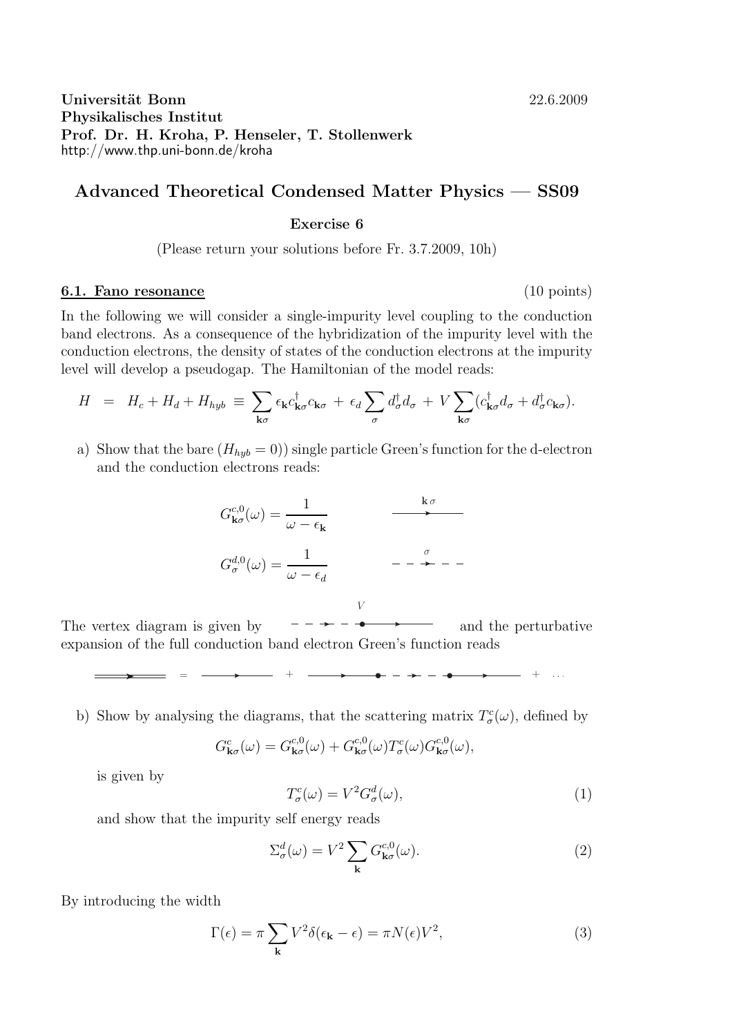**Universität Bonn** 22.6.2009
**Physikalisches Institut**
**Prof. Dr. H. Kroha, P. Henseler, T. Stollenwerk**
http://www.thp.uni-bonn.de/kroha

## Advanced Theoretical Condensed Matter Physics — SS09

### Exercise 6

(Please return your solutions before Fr. 3.7.2009, 10h)

**6.1. Fano resonance** (10 points)

In the following we will consider a single-impurity level coupling to the conduction band electrons. As a consequence of the hybridization of the impurity level with the conduction electrons, the density of states of the conduction electrons at the impurity level will develop a pseudogap. The Hamiltonian of the model reads:

$$H \;=\; H_c + H_d + H_{hyb} \;\equiv\; \sum_{\mathbf{k}\sigma} \epsilon_{\mathbf{k}} c^\dagger_{\mathbf{k}\sigma} c_{\mathbf{k}\sigma} \;+\; \epsilon_d \sum_\sigma d^\dagger_\sigma d_\sigma \;+\; V \sum_{\mathbf{k}\sigma} (c^\dagger_{\mathbf{k}\sigma} d_\sigma + d^\dagger_\sigma c_{\mathbf{k}\sigma}).$$

a) Show that the bare ($H_{hyb} = 0$)) single particle Green's function for the d-electron and the conduction electrons reads:

$$G^{c,0}_{\mathbf{k}\sigma}(\omega) = \frac{1}{\omega - \epsilon_{\mathbf{k}}}$$

$$G^{d,0}_{\sigma}(\omega) = \frac{1}{\omega - \epsilon_d}$$

The vertex diagram is given by [diagram] and the perturbative expansion of the full conduction band electron Green's function reads

[diagram] = [diagram] + [diagram] + ...

b) Show by analysing the diagrams, that the scattering matrix $T^c_\sigma(\omega)$, defined by

$$G^c_{\mathbf{k}\sigma}(\omega) = G^{c,0}_{\mathbf{k}\sigma}(\omega) + G^{c,0}_{\mathbf{k}\sigma}(\omega) T^c_\sigma(\omega) G^{c,0}_{\mathbf{k}\sigma}(\omega),$$

is given by

$$T^c_\sigma(\omega) = V^2 G^d_\sigma(\omega), \tag{1}$$

and show that the impurity self energy reads

$$\Sigma^d_\sigma(\omega) = V^2 \sum_{\mathbf{k}} G^{c,0}_{\mathbf{k}\sigma}(\omega). \tag{2}$$

By introducing the width

$$\Gamma(\epsilon) = \pi \sum_{\mathbf{k}} V^2 \delta(\epsilon_{\mathbf{k}} - \epsilon) = \pi N(\epsilon) V^2, \tag{3}$$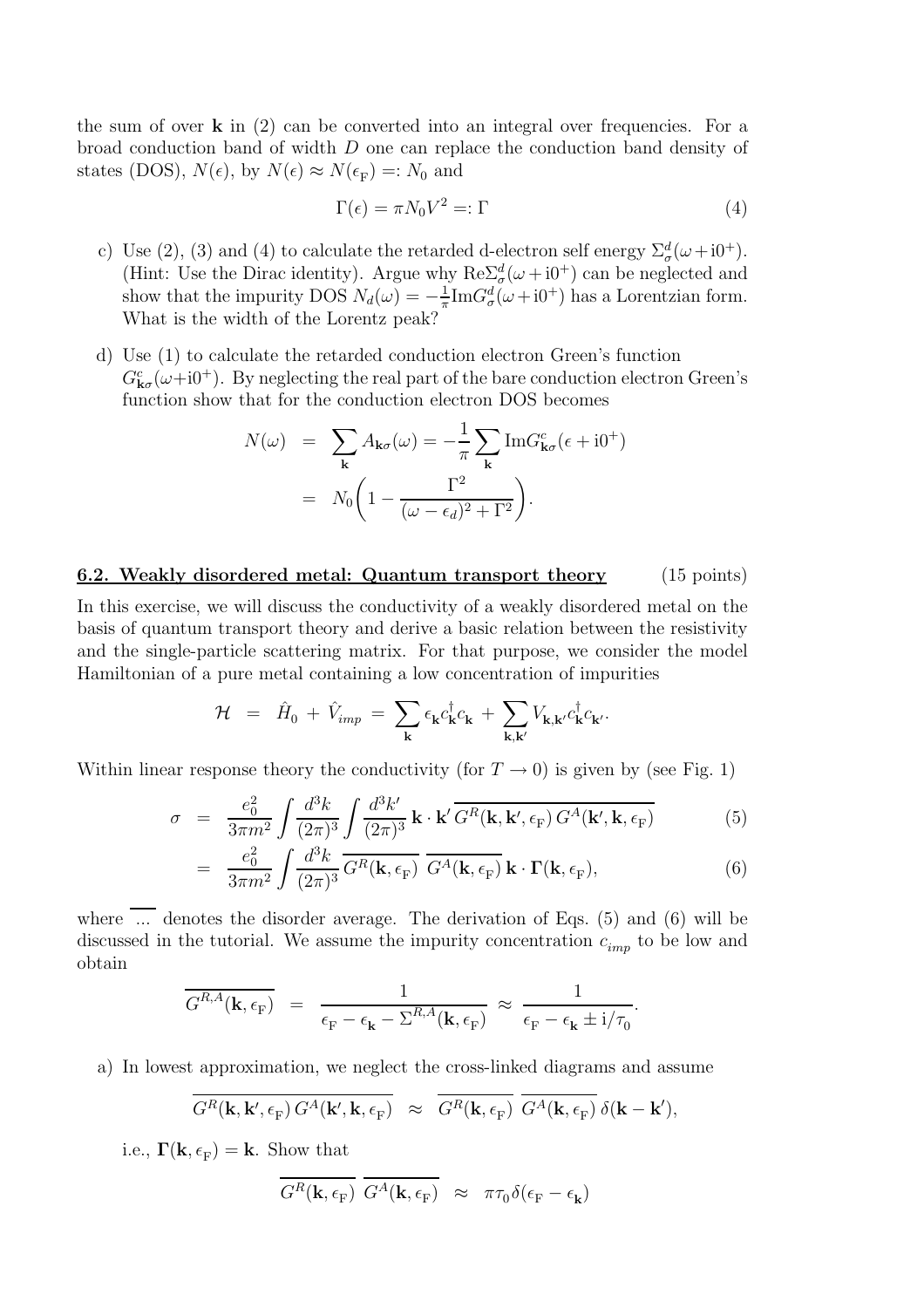the sum of over $\mathbf{k}$ in (2) can be converted into an integral over frequencies. For a broad conduction band of width $D$ one can replace the conduction band density of states (DOS), $N(\epsilon)$, by $N(\epsilon) \approx N(\epsilon_F) =: N_0$ and

$$\Gamma(\epsilon) = \pi N_0 V^2 =: \Gamma \tag{4}$$

c) Use (2), (3) and (4) to calculate the retarded d-electron self energy $\Sigma^d_\sigma(\omega + i0^+)$. (Hint: Use the Dirac identity). Argue why $\mathrm{Re}\Sigma^d_\sigma(\omega + i0^+)$ can be neglected and show that the impurity DOS $N_d(\omega) = -\frac{1}{\pi}\mathrm{Im}G^d_\sigma(\omega + i0^+)$ has a Lorentzian form. What is the width of the Lorentz peak?

d) Use (1) to calculate the retarded conduction electron Green's function $G^c_{\mathbf{k}\sigma}(\omega + i0^+)$. By neglecting the real part of the bare conduction electron Green's function show that for the conduction electron DOS becomes

$$\begin{aligned} N(\omega) &= \sum_{\mathbf{k}} A_{\mathbf{k}\sigma}(\omega) = -\frac{1}{\pi}\sum_{\mathbf{k}} \mathrm{Im}G^c_{\mathbf{k}\sigma}(\epsilon + i0^+) \\ &= N_0\left(1 - \frac{\Gamma^2}{(\omega - \epsilon_d)^2 + \Gamma^2}\right). \end{aligned}$$

**6.2. Weakly disordered metal: Quantum transport theory** (15 points)

In this exercise, we will discuss the conductivity of a weakly disordered metal on the basis of quantum transport theory and derive a basic relation between the resistivity and the single-particle scattering matrix. For that purpose, we consider the model Hamiltonian of a pure metal containing a low concentration of impurities

$$\mathcal{H} = \hat{H}_0 + \hat{V}_{imp} = \sum_{\mathbf{k}} \epsilon_{\mathbf{k}} c^\dagger_{\mathbf{k}} c_{\mathbf{k}} + \sum_{\mathbf{k},\mathbf{k}'} V_{\mathbf{k},\mathbf{k}'} c^\dagger_{\mathbf{k}} c_{\mathbf{k}'}.$$

Within linear response theory the conductivity (for $T \to 0$) is given by (see Fig. 1)

$$\begin{aligned} \sigma &= \frac{e_0^2}{3\pi m^2}\int \frac{d^3k}{(2\pi)^3}\int \frac{d^3k'}{(2\pi)^3}\, \mathbf{k}\cdot\mathbf{k}'\, \overline{G^R(\mathbf{k},\mathbf{k}',\epsilon_F)\, G^A(\mathbf{k}',\mathbf{k},\epsilon_F)} & (5) \\ &= \frac{e_0^2}{3\pi m^2}\int \frac{d^3k}{(2\pi)^3}\, \overline{G^R(\mathbf{k},\epsilon_F)}\ \overline{G^A(\mathbf{k},\epsilon_F)}\, \mathbf{k}\cdot\mathbf{\Gamma}(\mathbf{k},\epsilon_F), & (6) \end{aligned}$$

where $\overline{\ldots}$ denotes the disorder average. The derivation of Eqs. (5) and (6) will be discussed in the tutorial. We assume the impurity concentration $c_{imp}$ to be low and obtain

$$\overline{G^{R,A}(\mathbf{k},\epsilon_F)} = \frac{1}{\epsilon_F - \epsilon_{\mathbf{k}} - \Sigma^{R,A}(\mathbf{k},\epsilon_F)} \approx \frac{1}{\epsilon_F - \epsilon_{\mathbf{k}} \pm i/\tau_0}.$$

a) In lowest approximation, we neglect the cross-linked diagrams and assume

$$\overline{G^R(\mathbf{k},\mathbf{k}',\epsilon_F)\, G^A(\mathbf{k}',\mathbf{k},\epsilon_F)} \approx \overline{G^R(\mathbf{k},\epsilon_F)}\ \overline{G^A(\mathbf{k},\epsilon_F)}\, \delta(\mathbf{k} - \mathbf{k}'),$$

i.e., $\mathbf{\Gamma}(\mathbf{k},\epsilon_F) = \mathbf{k}$. Show that

$$\overline{G^R(\mathbf{k},\epsilon_F)}\ \overline{G^A(\mathbf{k},\epsilon_F)} \approx \pi\tau_0\delta(\epsilon_F - \epsilon_{\mathbf{k}})$$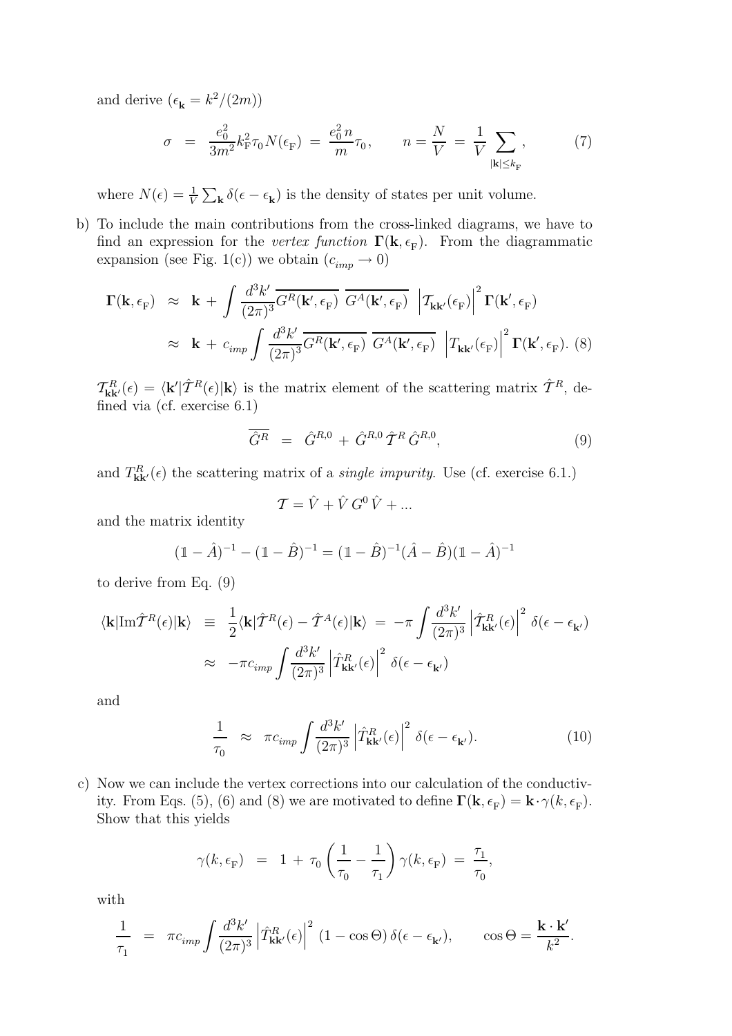and derive ($\epsilon_{\mathbf{k}} = k^2/(2m)$)

$$\sigma \;=\; \frac{e_0^2}{3m^2} k_{\mathrm{F}}^2 \tau_0 N(\epsilon_{\mathrm{F}}) \;=\; \frac{e_0^2 n}{m} \tau_0, \qquad n = \frac{N}{V} \;=\; \frac{1}{V} \sum_{|\mathbf{k}| \leq k_{\mathrm{F}}}, \tag{7}$$

where $N(\epsilon) = \frac{1}{V} \sum_{\mathbf{k}} \delta(\epsilon - \epsilon_{\mathbf{k}})$ is the density of states per unit volume.

b) To include the main contributions from the cross-linked diagrams, we have to find an expression for the *vertex function* $\mathbf{\Gamma}(\mathbf{k}, \epsilon_{\mathrm{F}})$. From the diagrammatic expansion (see Fig. 1(c)) we obtain ($c_{imp} \to 0$)

$$\begin{aligned} \mathbf{\Gamma}(\mathbf{k}, \epsilon_{\mathrm{F}}) \;&\approx\; \mathbf{k} \,+\, \int \frac{d^3k'}{(2\pi)^3} \overline{G^R(\mathbf{k}', \epsilon_{\mathrm{F}})}\; \overline{G^A(\mathbf{k}', \epsilon_{\mathrm{F}})}\; \left| \mathcal{T}_{\mathbf{k}\mathbf{k}'}(\epsilon_{\mathrm{F}}) \right|^2 \mathbf{\Gamma}(\mathbf{k}', \epsilon_{\mathrm{F}}) \\ &\approx\; \mathbf{k} \,+\, c_{imp} \int \frac{d^3k'}{(2\pi)^3} \overline{G^R(\mathbf{k}', \epsilon_{\mathrm{F}})}\; \overline{G^A(\mathbf{k}', \epsilon_{\mathrm{F}})}\; \left| T_{\mathbf{k}\mathbf{k}'}(\epsilon_{\mathrm{F}}) \right|^2 \mathbf{\Gamma}(\mathbf{k}', \epsilon_{\mathrm{F}}). \end{aligned} \tag{8}$$

$\mathcal{T}^R_{\mathbf{k}\mathbf{k}'}(\epsilon) = \langle \mathbf{k}' | \hat{\mathcal{T}}^R(\epsilon) | \mathbf{k} \rangle$ is the matrix element of the scattering matrix $\hat{\mathcal{T}}^R$, defined via (cf. exercise 6.1)

$$\overline{\hat{G}^R} \;=\; \hat{G}^{R,0} \,+\, \hat{G}^{R,0}\, \hat{\mathcal{T}}^R\, \hat{G}^{R,0}, \tag{9}$$

and $T^R_{\mathbf{k}\mathbf{k}'}(\epsilon)$ the scattering matrix of a *single impurity*. Use (cf. exercise 6.1.)

$$\mathcal{T} = \hat{V} + \hat{V}\, G^0\, \hat{V} + ...$$

and the matrix identity

$$(\mathbb{1} - \hat{A})^{-1} - (\mathbb{1} - \hat{B})^{-1} = (\mathbb{1} - \hat{B})^{-1} (\hat{A} - \hat{B}) (\mathbb{1} - \hat{A})^{-1}$$

to derive from Eq. (9)

$$\begin{aligned} \langle \mathbf{k} | \mathrm{Im} \hat{\mathcal{T}}^R(\epsilon) | \mathbf{k} \rangle \;&\equiv\; \frac{1}{2} \langle \mathbf{k} | \hat{\mathcal{T}}^R(\epsilon) - \hat{\mathcal{T}}^A(\epsilon) | \mathbf{k} \rangle \;=\; -\pi \int \frac{d^3k'}{(2\pi)^3} \left| \hat{\mathcal{T}}^R_{\mathbf{k}\mathbf{k}'}(\epsilon) \right|^2 \delta(\epsilon - \epsilon_{\mathbf{k}'}) \\ &\approx\; -\pi c_{imp} \int \frac{d^3k'}{(2\pi)^3} \left| \hat{T}^R_{\mathbf{k}\mathbf{k}'}(\epsilon) \right|^2 \delta(\epsilon - \epsilon_{\mathbf{k}'}) \end{aligned}$$

and

$$\frac{1}{\tau_0} \;\approx\; \pi c_{imp} \int \frac{d^3k'}{(2\pi)^3} \left| \hat{T}^R_{\mathbf{k}\mathbf{k}'}(\epsilon) \right|^2 \delta(\epsilon - \epsilon_{\mathbf{k}'}). \tag{10}$$

c) Now we can include the vertex corrections into our calculation of the conductivity. From Eqs. (5), (6) and (8) we are motivated to define $\mathbf{\Gamma}(\mathbf{k}, \epsilon_{\mathrm{F}}) = \mathbf{k} \cdot \gamma(k, \epsilon_{\mathrm{F}})$. Show that this yields

$$\gamma(k, \epsilon_{\mathrm{F}}) \;=\; 1 \,+\, \tau_0 \left( \frac{1}{\tau_0} - \frac{1}{\tau_1} \right) \gamma(k, \epsilon_{\mathrm{F}}) \;=\; \frac{\tau_1}{\tau_0},$$

with

$$\frac{1}{\tau_1} \;=\; \pi c_{imp} \int \frac{d^3k'}{(2\pi)^3} \left| \hat{T}^R_{\mathbf{k}\mathbf{k}'}(\epsilon) \right|^2 (1 - \cos\Theta)\, \delta(\epsilon - \epsilon_{\mathbf{k}'}), \qquad \cos\Theta = \frac{\mathbf{k} \cdot \mathbf{k}'}{k^2}.$$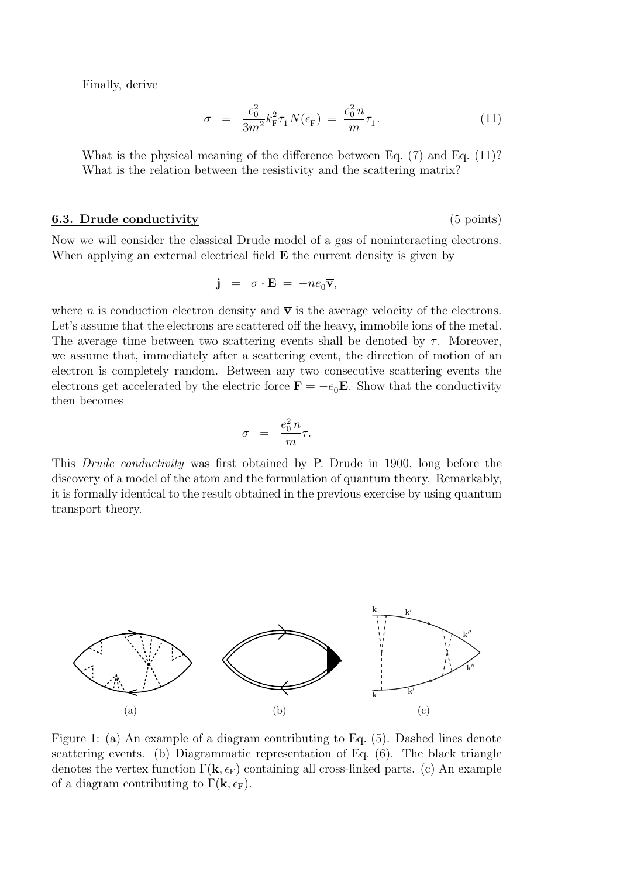Finally, derive

$$\sigma \;=\; \frac{e_0^2}{3m^2} k_{\mathrm{F}}^2 \tau_1 N(\epsilon_{\mathrm{F}}) \;=\; \frac{e_0^2\, n}{m} \tau_1 . \tag{11}$$

What is the physical meaning of the difference between Eq. (7) and Eq. (11)? What is the relation between the resistivity and the scattering matrix?

## 6.3. Drude conductivity (5 points)

Now we will consider the classical Drude model of a gas of noninteracting electrons. When applying an external electrical field $\mathbf{E}$ the current density is given by

$$\mathbf{j} \;=\; \sigma \cdot \mathbf{E} \;=\; -n e_0 \overline{\mathbf{v}},$$

where $n$ is conduction electron density and $\overline{\mathbf{v}}$ is the average velocity of the electrons. Let's assume that the electrons are scattered off the heavy, immobile ions of the metal. The average time between two scattering events shall be denoted by $\tau$. Moreover, we assume that, immediately after a scattering event, the direction of motion of an electron is completely random. Between any two consecutive scattering events the electrons get accelerated by the electric force $\mathbf{F} = -e_0 \mathbf{E}$. Show that the conductivity then becomes

$$\sigma \;=\; \frac{e_0^2\, n}{m} \tau .$$

This *Drude conductivity* was first obtained by P. Drude in 1900, long before the discovery of a model of the atom and the formulation of quantum theory. Remarkably, it is formally identical to the result obtained in the previous exercise by using quantum transport theory.

(a)

(b)

k k′ k″ k″ k′ k

(c)

Figure 1: (a) An example of a diagram contributing to Eq. (5). Dashed lines denote scattering events. (b) Diagrammatic representation of Eq. (6). The black triangle denotes the vertex function $\Gamma(\mathbf{k}, \epsilon_{\mathrm{F}})$ containing all cross-linked parts. (c) An example of a diagram contributing to $\Gamma(\mathbf{k}, \epsilon_{\mathrm{F}})$.